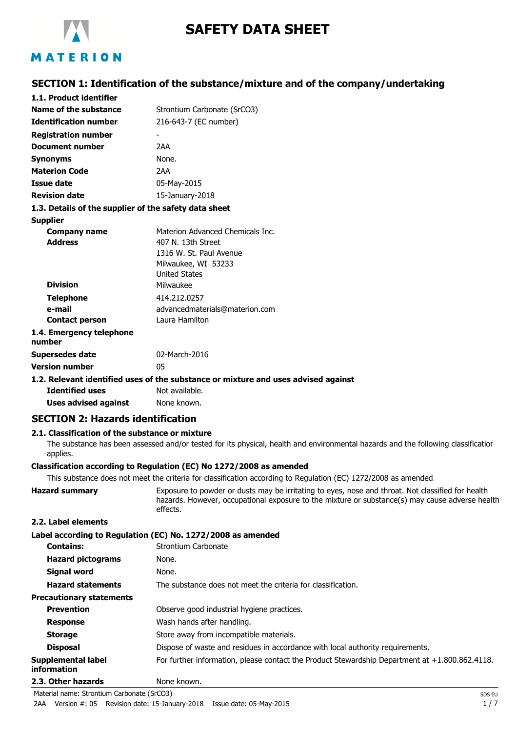# SAFETY DATA SHEET

## SECTION 1: Identification of the substance/mixture and of the company/undertaking

### 1.1. Product identifier

| | |
|---|---|
| **Name of the substance** | Strontium Carbonate ($SrCO_3$) |
| **Identification number** | 216-643-7 (EC number) |
| **Registration number** | - |
| **Document number** | 2AA |
| **Synonyms** | None. |
| **Materion Code** | 2AA |
| **Issue date** | 05-May-2015 |
| **Revision date** | 15-January-2018 |

### 1.3. Details of the supplier of the safety data sheet

**Supplier**

| | |
|---|---|
| **Company name** | Materion Advanced Chemicals Inc. |
| **Address** | 407 N. 13th Street<br>1316 W. St. Paul Avenue<br>Milwaukee, WI 53233<br>United States |
| **Division** | Milwaukee |
| **Telephone** | 414.212.0257 |
| **e-mail** | advancedmaterials@materion.com |
| **Contact person** | Laura Hamilton |

### 1.4. Emergency telephone number

| | |
|---|---|
| **Supersedes date** | 02-March-2016 |
| **Version number** | 05 |

### 1.2. Relevant identified uses of the substance or mixture and uses advised against

| | |
|---|---|
| **Identified uses** | Not available. |
| **Uses advised against** | None known. |

## SECTION 2: Hazards identification

### 2.1. Classification of the substance or mixture

The substance has been assessed and/or tested for its physical, health and environmental hazards and the following classification applies.

**Classification according to Regulation (EC) No 1272/2008 as amended**

This substance does not meet the criteria for classification according to Regulation (EC) 1272/2008 as amended.

**Hazard summary** Exposure to powder or dusts may be irritating to eyes, nose and throat. Not classified for health hazards. However, occupational exposure to the mixture or substance(s) may cause adverse health effects.

### 2.2. Label elements

**Label according to Regulation (EC) No. 1272/2008 as amended**

| | |
|---|---|
| **Contains:** | Strontium Carbonate |
| **Hazard pictograms** | None. |
| **Signal word** | None. |
| **Hazard statements** | The substance does not meet the criteria for classification. |

**Precautionary statements**

| | |
|---|---|
| **Prevention** | Observe good industrial hygiene practices. |
| **Response** | Wash hands after handling. |
| **Storage** | Store away from incompatible materials. |
| **Disposal** | Dispose of waste and residues in accordance with local authority requirements. |
| **Supplemental label information** | For further information, please contact the Product Stewardship Department at +1.800.862.4118. |

### 2.3. Other hazards

None known.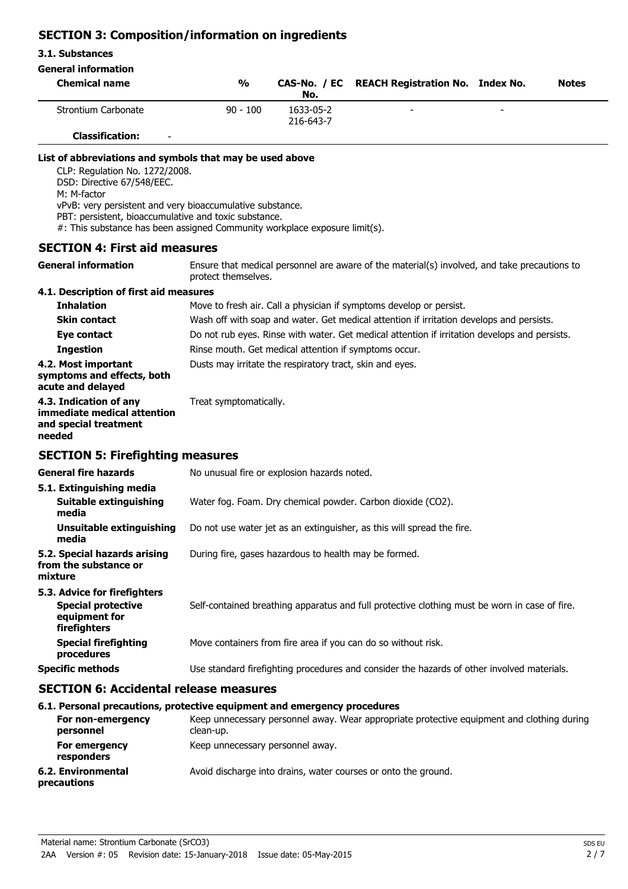## SECTION 3: Composition/information on ingredients

### 3.1. Substances

**General information**

| Chemical name | % | CAS-No. / EC No. | REACH Registration No. | Index No. | Notes |
|---|---|---|---|---|---|
| Strontium Carbonate | 90 - 100 | 1633-05-2<br>216-643-7 | - | - | |
| **Classification:** - | | | | | |

**List of abbreviations and symbols that may be used above**

CLP: Regulation No. 1272/2008.
DSD: Directive 67/548/EEC.
M: M-factor
vPvB: very persistent and very bioaccumulative substance.
PBT: persistent, bioaccumulative and toxic substance.
#: This substance has been assigned Community workplace exposure limit(s).

## SECTION 4: First aid measures

**General information** Ensure that medical personnel are aware of the material(s) involved, and take precautions to protect themselves.

### 4.1. Description of first aid measures

**Inhalation** Move to fresh air. Call a physician if symptoms develop or persist.

**Skin contact** Wash off with soap and water. Get medical attention if irritation develops and persists.

**Eye contact** Do not rub eyes. Rinse with water. Get medical attention if irritation develops and persists.

**Ingestion** Rinse mouth. Get medical attention if symptoms occur.

**4.2. Most important symptoms and effects, both acute and delayed** Dusts may irritate the respiratory tract, skin and eyes.

**4.3. Indication of any immediate medical attention and special treatment needed** Treat symptomatically.

## SECTION 5: Firefighting measures

**General fire hazards** No unusual fire or explosion hazards noted.

### 5.1. Extinguishing media

**Suitable extinguishing media** Water fog. Foam. Dry chemical powder. Carbon dioxide ($CO_2$).

**Unsuitable extinguishing media** Do not use water jet as an extinguisher, as this will spread the fire.

**5.2. Special hazards arising from the substance or mixture** During fire, gases hazardous to health may be formed.

### 5.3. Advice for firefighters

**Special protective equipment for firefighters** Self-contained breathing apparatus and full protective clothing must be worn in case of fire.

**Special firefighting procedures** Move containers from fire area if you can do so without risk.

**Specific methods** Use standard firefighting procedures and consider the hazards of other involved materials.

## SECTION 6: Accidental release measures

### 6.1. Personal precautions, protective equipment and emergency procedures

**For non-emergency personnel** Keep unnecessary personnel away. Wear appropriate protective equipment and clothing during clean-up.

**For emergency responders** Keep unnecessary personnel away.

**6.2. Environmental precautions** Avoid discharge into drains, water courses or onto the ground.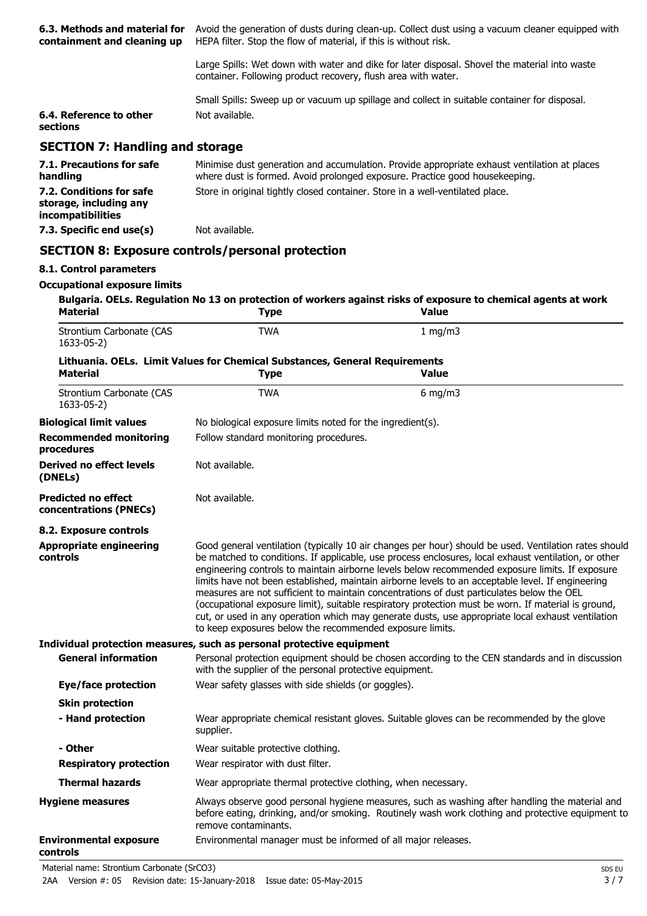**6.3. Methods and material for containment and cleaning up**
Avoid the generation of dusts during clean-up. Collect dust using a vacuum cleaner equipped with HEPA filter. Stop the flow of material, if this is without risk.

Large Spills: Wet down with water and dike for later disposal. Shovel the material into waste container. Following product recovery, flush area with water.

Small Spills: Sweep up or vacuum up spillage and collect in suitable container for disposal.

**6.4. Reference to other sections**
Not available.

## SECTION 7: Handling and storage

**7.1. Precautions for safe handling**
Minimise dust generation and accumulation. Provide appropriate exhaust ventilation at places where dust is formed. Avoid prolonged exposure. Practice good housekeeping.

**7.2. Conditions for safe storage, including any incompatibilities**
Store in original tightly closed container. Store in a well-ventilated place.

**7.3. Specific end use(s)**
Not available.

## SECTION 8: Exposure controls/personal protection

### 8.1. Control parameters

**Occupational exposure limits**

**Bulgaria. OELs. Regulation No 13 on protection of workers against risks of exposure to chemical agents at work**

| Material | Type | Value |
|---|---|---|
| Strontium Carbonate (CAS 1633-05-2) | TWA | 1 mg/m3 |

**Lithuania. OELs. Limit Values for Chemical Substances, General Requirements**

| Material | Type | Value |
|---|---|---|
| Strontium Carbonate (CAS 1633-05-2) | TWA | 6 mg/m3 |

**Biological limit values**
No biological exposure limits noted for the ingredient(s).

**Recommended monitoring procedures**
Follow standard monitoring procedures.

**Derived no effect levels (DNELs)**
Not available.

**Predicted no effect concentrations (PNECs)**
Not available.

### 8.2. Exposure controls

**Appropriate engineering controls**
Good general ventilation (typically 10 air changes per hour) should be used. Ventilation rates should be matched to conditions. If applicable, use process enclosures, local exhaust ventilation, or other engineering controls to maintain airborne levels below recommended exposure limits. If exposure limits have not been established, maintain airborne levels to an acceptable level. If engineering measures are not sufficient to maintain concentrations of dust particulates below the OEL (occupational exposure limit), suitable respiratory protection must be worn. If material is ground, cut, or used in any operation which may generate dusts, use appropriate local exhaust ventilation to keep exposures below the recommended exposure limits.

**Individual protection measures, such as personal protective equipment**

**General information**
Personal protection equipment should be chosen according to the CEN standards and in discussion with the supplier of the personal protective equipment.

**Eye/face protection**
Wear safety glasses with side shields (or goggles).

**Skin protection**

**- Hand protection**
Wear appropriate chemical resistant gloves. Suitable gloves can be recommended by the glove supplier.

**- Other**
Wear suitable protective clothing.

**Respiratory protection**
Wear respirator with dust filter.

**Thermal hazards**
Wear appropriate thermal protective clothing, when necessary.

**Hygiene measures**
Always observe good personal hygiene measures, such as washing after handling the material and before eating, drinking, and/or smoking. Routinely wash work clothing and protective equipment to remove contaminants.

**Environmental exposure controls**
Environmental manager must be informed of all major releases.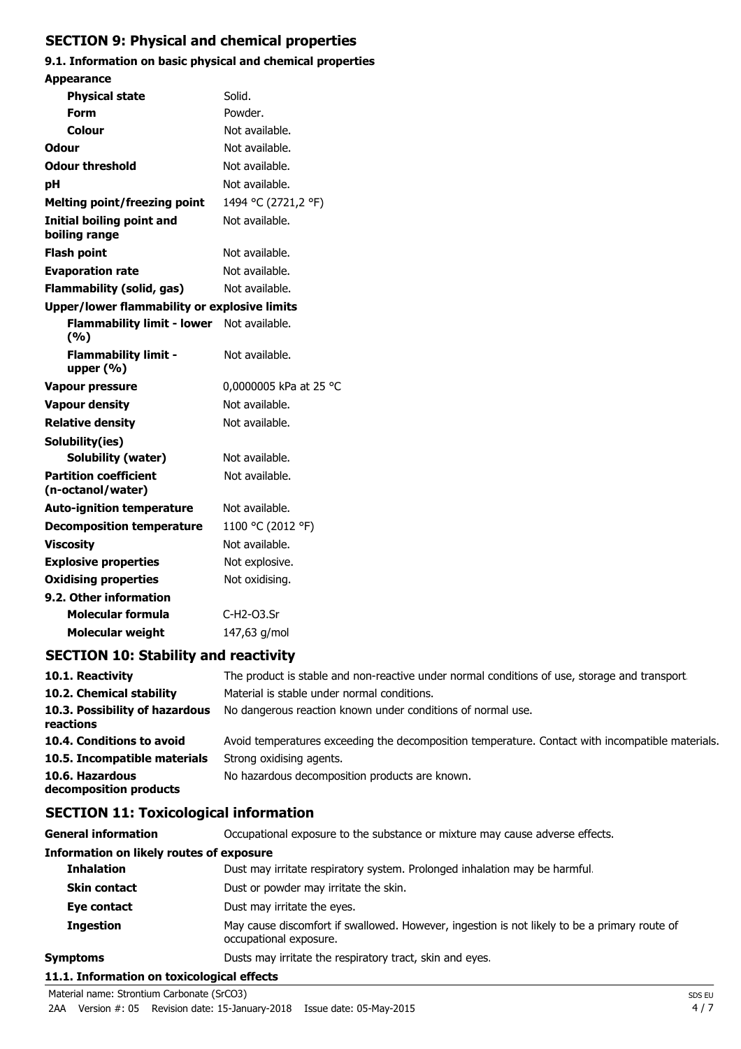## SECTION 9: Physical and chemical properties

### 9.1. Information on basic physical and chemical properties

| Property | Value |
|---|---|
| **Appearance** | |
| **Physical state** | Solid. |
| **Form** | Powder. |
| **Colour** | Not available. |
| **Odour** | Not available. |
| **Odour threshold** | Not available. |
| **pH** | Not available. |
| **Melting point/freezing point** | 1494 °C (2721,2 °F) |
| **Initial boiling point and boiling range** | Not available. |
| **Flash point** | Not available. |
| **Evaporation rate** | Not available. |
| **Flammability (solid, gas)** | Not available. |
| **Upper/lower flammability or explosive limits** | |
| **Flammability limit - lower (%)** | Not available. |
| **Flammability limit - upper (%)** | Not available. |
| **Vapour pressure** | 0,0000005 kPa at 25 °C |
| **Vapour density** | Not available. |
| **Relative density** | Not available. |
| **Solubility(ies)** | |
| **Solubility (water)** | Not available. |
| **Partition coefficient (n-octanol/water)** | Not available. |
| **Auto-ignition temperature** | Not available. |
| **Decomposition temperature** | 1100 °C (2012 °F) |
| **Viscosity** | Not available. |
| **Explosive properties** | Not explosive. |
| **Oxidising properties** | Not oxidising. |

### 9.2. Other information

| Property | Value |
|---|---|
| **Molecular formula** | C-H2-O3.Sr |
| **Molecular weight** | 147,63 g/mol |

## SECTION 10: Stability and reactivity

| | |
|---|---|
| **10.1. Reactivity** | The product is stable and non-reactive under normal conditions of use, storage and transport. |
| **10.2. Chemical stability** | Material is stable under normal conditions. |
| **10.3. Possibility of hazardous reactions** | No dangerous reaction known under conditions of normal use. |
| **10.4. Conditions to avoid** | Avoid temperatures exceeding the decomposition temperature. Contact with incompatible materials. |
| **10.5. Incompatible materials** | Strong oxidising agents. |
| **10.6. Hazardous decomposition products** | No hazardous decomposition products are known. |

## SECTION 11: Toxicological information

| | |
|---|---|
| **General information** | Occupational exposure to the substance or mixture may cause adverse effects. |
| **Information on likely routes of exposure** | |
| **Inhalation** | Dust may irritate respiratory system. Prolonged inhalation may be harmful. |
| **Skin contact** | Dust or powder may irritate the skin. |
| **Eye contact** | Dust may irritate the eyes. |
| **Ingestion** | May cause discomfort if swallowed. However, ingestion is not likely to be a primary route of occupational exposure. |
| **Symptoms** | Dusts may irritate the respiratory tract, skin and eyes. |

### 11.1. Information on toxicological effects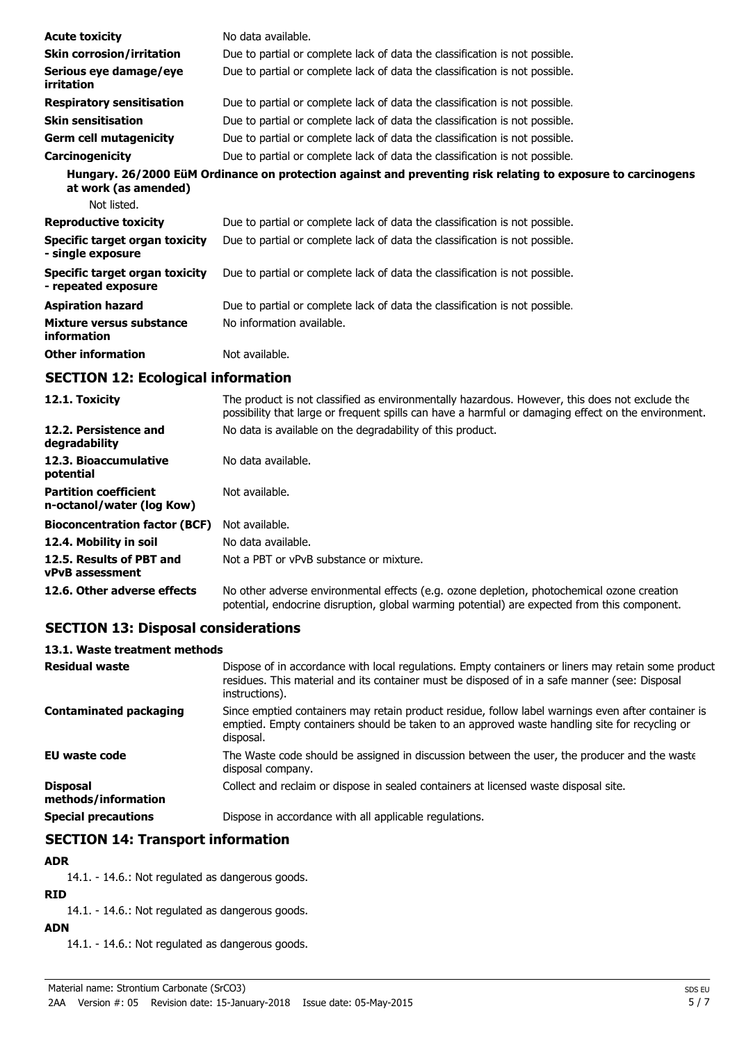| | |
|---|---|
| **Acute toxicity** | No data available. |
| **Skin corrosion/irritation** | Due to partial or complete lack of data the classification is not possible. |
| **Serious eye damage/eye irritation** | Due to partial or complete lack of data the classification is not possible. |
| **Respiratory sensitisation** | Due to partial or complete lack of data the classification is not possible. |
| **Skin sensitisation** | Due to partial or complete lack of data the classification is not possible. |
| **Germ cell mutagenicity** | Due to partial or complete lack of data the classification is not possible. |
| **Carcinogenicity** | Due to partial or complete lack of data the classification is not possible. |

**Hungary. 26/2000 EüM Ordinance on protection against and preventing risk relating to exposure to carcinogens at work (as amended)**

Not listed.

| | |
|---|---|
| **Reproductive toxicity** | Due to partial or complete lack of data the classification is not possible. |
| **Specific target organ toxicity - single exposure** | Due to partial or complete lack of data the classification is not possible. |
| **Specific target organ toxicity - repeated exposure** | Due to partial or complete lack of data the classification is not possible. |
| **Aspiration hazard** | Due to partial or complete lack of data the classification is not possible. |
| **Mixture versus substance information** | No information available. |
| **Other information** | Not available. |

## SECTION 12: Ecological information

| | |
|---|---|
| **12.1. Toxicity** | The product is not classified as environmentally hazardous. However, this does not exclude the possibility that large or frequent spills can have a harmful or damaging effect on the environment. |
| **12.2. Persistence and degradability** | No data is available on the degradability of this product. |
| **12.3. Bioaccumulative potential** | No data available. |
| **Partition coefficient n-octanol/water (log Kow)** | Not available. |
| **Bioconcentration factor (BCF)** | Not available. |
| **12.4. Mobility in soil** | No data available. |
| **12.5. Results of PBT and vPvB assessment** | Not a PBT or vPvB substance or mixture. |
| **12.6. Other adverse effects** | No other adverse environmental effects (e.g. ozone depletion, photochemical ozone creation potential, endocrine disruption, global warming potential) are expected from this component. |

## SECTION 13: Disposal considerations

### 13.1. Waste treatment methods

| | |
|---|---|
| **Residual waste** | Dispose of in accordance with local regulations. Empty containers or liners may retain some product residues. This material and its container must be disposed of in a safe manner (see: Disposal instructions). |
| **Contaminated packaging** | Since emptied containers may retain product residue, follow label warnings even after container is emptied. Empty containers should be taken to an approved waste handling site for recycling or disposal. |
| **EU waste code** | The Waste code should be assigned in discussion between the user, the producer and the waste disposal company. |
| **Disposal methods/information** | Collect and reclaim or dispose in sealed containers at licensed waste disposal site. |
| **Special precautions** | Dispose in accordance with all applicable regulations. |

## SECTION 14: Transport information

**ADR**

14.1. - 14.6.: Not regulated as dangerous goods.

**RID**

14.1. - 14.6.: Not regulated as dangerous goods.

**ADN**

14.1. - 14.6.: Not regulated as dangerous goods.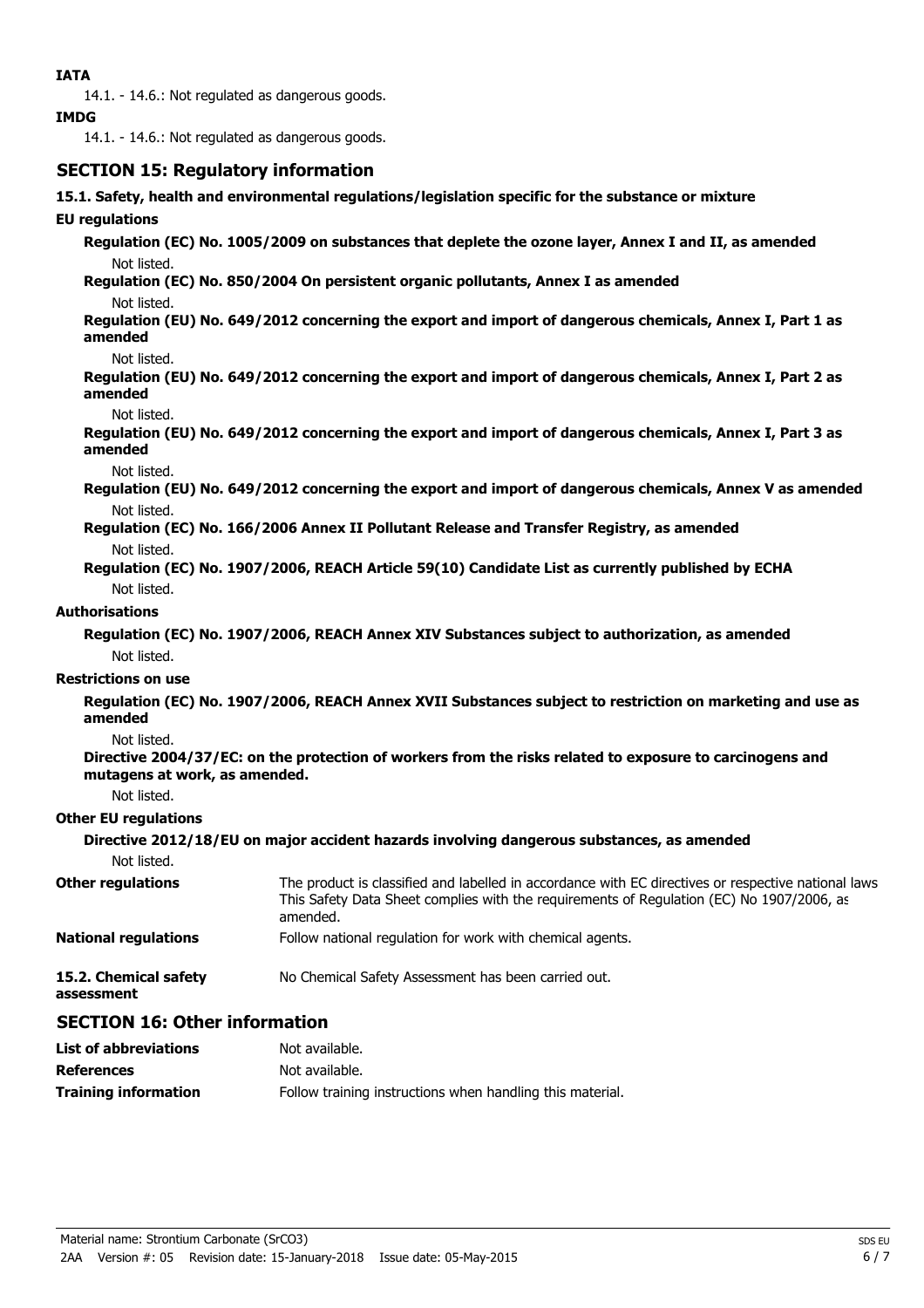**IATA**

14.1. - 14.6.: Not regulated as dangerous goods.

**IMDG**

14.1. - 14.6.: Not regulated as dangerous goods.

## SECTION 15: Regulatory information

**15.1. Safety, health and environmental regulations/legislation specific for the substance or mixture**

**EU regulations**

**Regulation (EC) No. 1005/2009 on substances that deplete the ozone layer, Annex I and II, as amended**

Not listed.

**Regulation (EC) No. 850/2004 On persistent organic pollutants, Annex I as amended**

Not listed.

**Regulation (EU) No. 649/2012 concerning the export and import of dangerous chemicals, Annex I, Part 1 as amended**

Not listed.

**Regulation (EU) No. 649/2012 concerning the export and import of dangerous chemicals, Annex I, Part 2 as amended**

Not listed.

**Regulation (EU) No. 649/2012 concerning the export and import of dangerous chemicals, Annex I, Part 3 as amended**

Not listed.

**Regulation (EU) No. 649/2012 concerning the export and import of dangerous chemicals, Annex V as amended**

Not listed.

**Regulation (EC) No. 166/2006 Annex II Pollutant Release and Transfer Registry, as amended**

Not listed.

**Regulation (EC) No. 1907/2006, REACH Article 59(10) Candidate List as currently published by ECHA**

Not listed.

**Authorisations**

**Regulation (EC) No. 1907/2006, REACH Annex XIV Substances subject to authorization, as amended**

Not listed.

**Restrictions on use**

**Regulation (EC) No. 1907/2006, REACH Annex XVII Substances subject to restriction on marketing and use as amended**

Not listed.

**Directive 2004/37/EC: on the protection of workers from the risks related to exposure to carcinogens and mutagens at work, as amended.**

Not listed.

**Other EU regulations**

**Directive 2012/18/EU on major accident hazards involving dangerous substances, as amended**

Not listed.

**Other regulations** The product is classified and labelled in accordance with EC directives or respective national laws. This Safety Data Sheet complies with the requirements of Regulation (EC) No 1907/2006, as amended.

**National regulations** Follow national regulation for work with chemical agents.

**15.2. Chemical safety assessment** No Chemical Safety Assessment has been carried out.

## SECTION 16: Other information

**List of abbreviations** Not available.

**References** Not available.

**Training information** Follow training instructions when handling this material.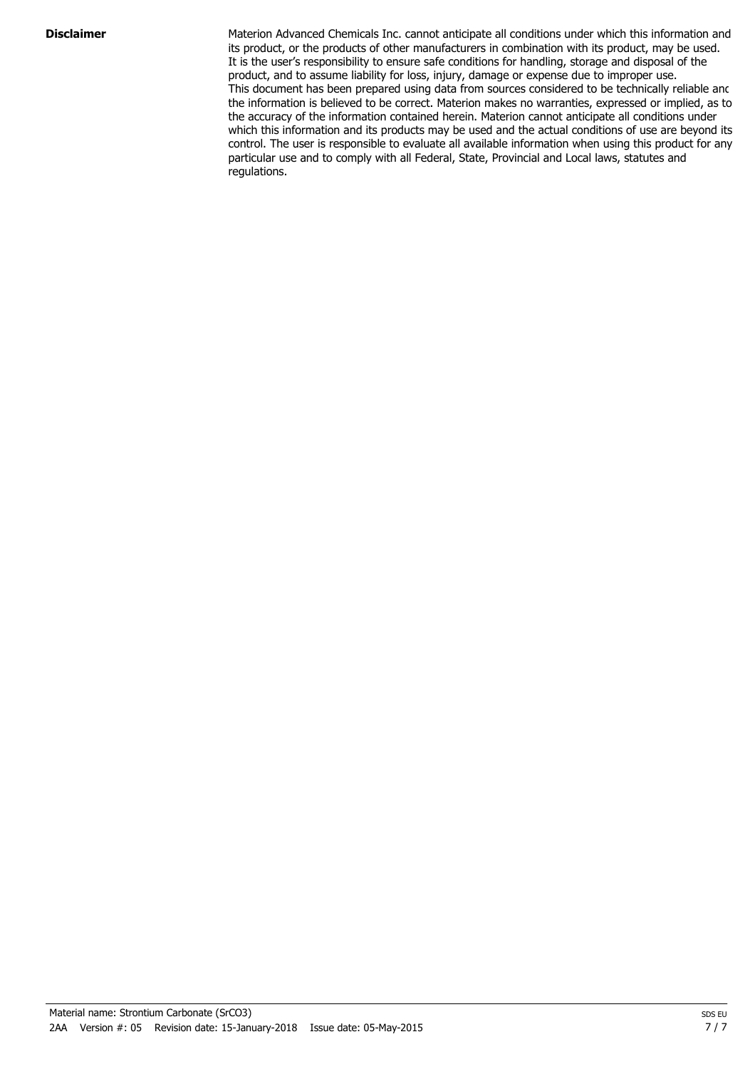**Disclaimer**

Materion Advanced Chemicals Inc. cannot anticipate all conditions under which this information and its product, or the products of other manufacturers in combination with its product, may be used. It is the user's responsibility to ensure safe conditions for handling, storage and disposal of the product, and to assume liability for loss, injury, damage or expense due to improper use. This document has been prepared using data from sources considered to be technically reliable and the information is believed to be correct. Materion makes no warranties, expressed or implied, as to the accuracy of the information contained herein. Materion cannot anticipate all conditions under which this information and its products may be used and the actual conditions of use are beyond its control. The user is responsible to evaluate all available information when using this product for any particular use and to comply with all Federal, State, Provincial and Local laws, statutes and regulations.